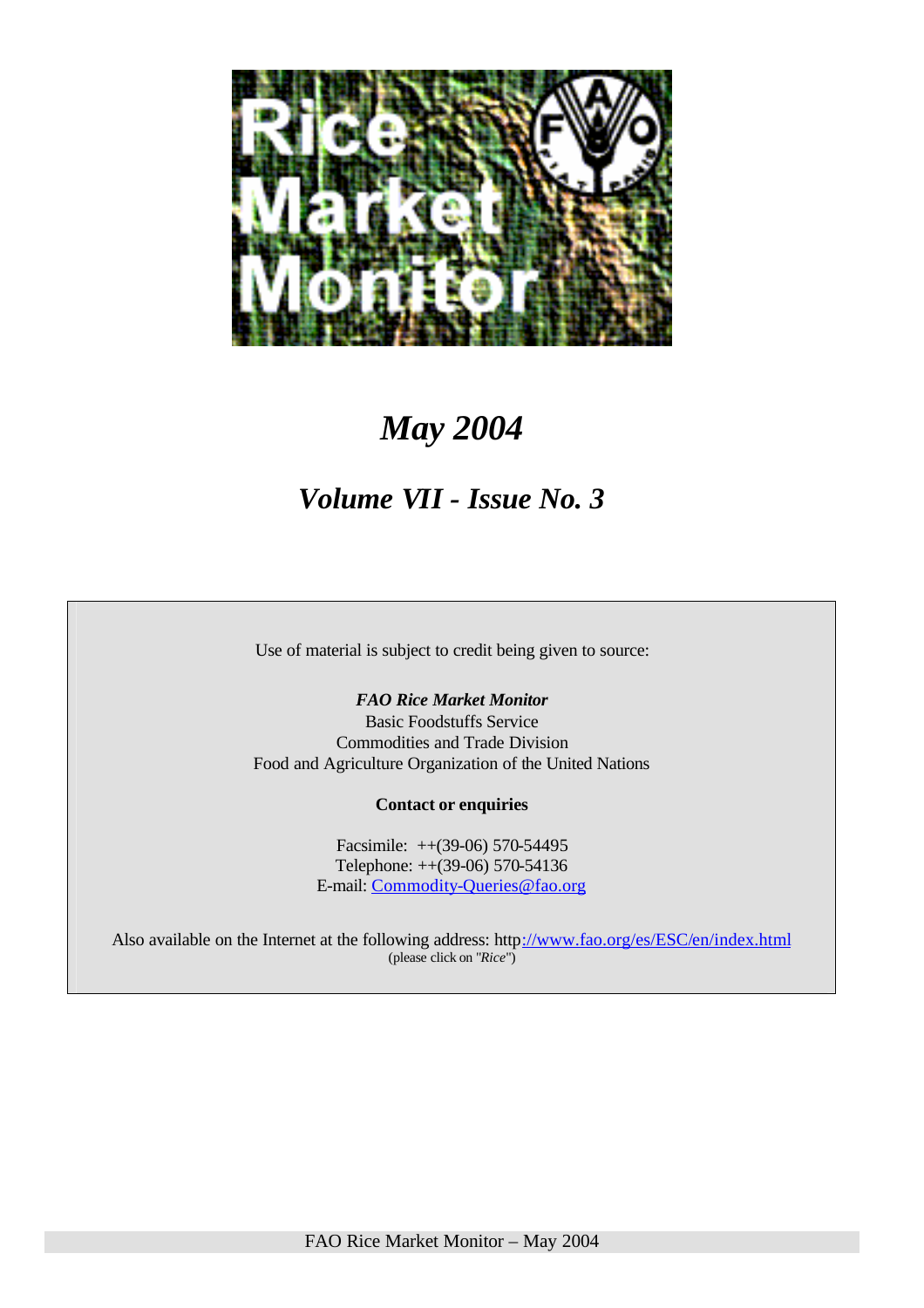# Rice Market Monitor

## *May 2004*

## *Volume VII - Issue No. 3*

Use of material is subject to credit being given to source:

***FAO Rice Market Monitor***
Basic Foodstuffs Service
Commodities and Trade Division
Food and Agriculture Organization of the United Nations

**Contact or enquiries**

Facsimile: ++(39-06) 570-54495
Telephone: ++(39-06) 570-54136
E-mail: Commodity-Queries@fao.org

Also available on the Internet at the following address: http://www.fao.org/es/ESC/en/index.html
(please click on "*Rice*")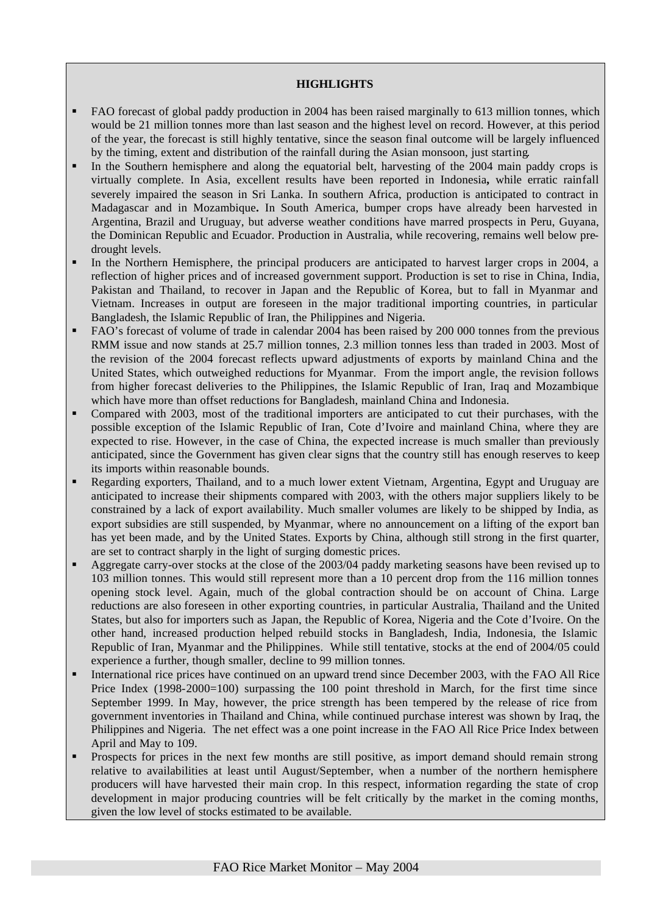**HIGHLIGHTS**

- FAO forecast of global paddy production in 2004 has been raised marginally to 613 million tonnes, which would be 21 million tonnes more than last season and the highest level on record. However, at this period of the year, the forecast is still highly tentative, since the season final outcome will be largely influenced by the timing, extent and distribution of the rainfall during the Asian monsoon, just starting.
- In the Southern hemisphere and along the equatorial belt, harvesting of the 2004 main paddy crops is virtually complete. In Asia, excellent results have been reported in Indonesia**,** while erratic rainfall severely impaired the season in Sri Lanka. In southern Africa, production is anticipated to contract in Madagascar and in Mozambique**.** In South America, bumper crops have already been harvested in Argentina, Brazil and Uruguay, but adverse weather conditions have marred prospects in Peru, Guyana, the Dominican Republic and Ecuador. Production in Australia, while recovering, remains well below pre-drought levels.
- In the Northern Hemisphere, the principal producers are anticipated to harvest larger crops in 2004, a reflection of higher prices and of increased government support. Production is set to rise in China, India, Pakistan and Thailand, to recover in Japan and the Republic of Korea, but to fall in Myanmar and Vietnam. Increases in output are foreseen in the major traditional importing countries, in particular Bangladesh, the Islamic Republic of Iran, the Philippines and Nigeria.
- FAO's forecast of volume of trade in calendar 2004 has been raised by 200 000 tonnes from the previous RMM issue and now stands at 25.7 million tonnes, 2.3 million tonnes less than traded in 2003. Most of the revision of the 2004 forecast reflects upward adjustments of exports by mainland China and the United States, which outweighed reductions for Myanmar. From the import angle, the revision follows from higher forecast deliveries to the Philippines, the Islamic Republic of Iran, Iraq and Mozambique which have more than offset reductions for Bangladesh, mainland China and Indonesia.
- Compared with 2003, most of the traditional importers are anticipated to cut their purchases, with the possible exception of the Islamic Republic of Iran, Cote d'Ivoire and mainland China, where they are expected to rise. However, in the case of China, the expected increase is much smaller than previously anticipated, since the Government has given clear signs that the country still has enough reserves to keep its imports within reasonable bounds.
- Regarding exporters, Thailand, and to a much lower extent Vietnam, Argentina, Egypt and Uruguay are anticipated to increase their shipments compared with 2003, with the others major suppliers likely to be constrained by a lack of export availability. Much smaller volumes are likely to be shipped by India, as export subsidies are still suspended, by Myanmar, where no announcement on a lifting of the export ban has yet been made, and by the United States. Exports by China, although still strong in the first quarter, are set to contract sharply in the light of surging domestic prices.
- Aggregate carry-over stocks at the close of the 2003/04 paddy marketing seasons have been revised up to 103 million tonnes. This would still represent more than a 10 percent drop from the 116 million tonnes opening stock level. Again, much of the global contraction should be on account of China. Large reductions are also foreseen in other exporting countries, in particular Australia, Thailand and the United States, but also for importers such as Japan, the Republic of Korea, Nigeria and the Cote d'Ivoire. On the other hand, increased production helped rebuild stocks in Bangladesh, India, Indonesia, the Islamic Republic of Iran, Myanmar and the Philippines. While still tentative, stocks at the end of 2004/05 could experience a further, though smaller, decline to 99 million tonnes.
- International rice prices have continued on an upward trend since December 2003, with the FAO All Rice Price Index (1998-2000=100) surpassing the 100 point threshold in March, for the first time since September 1999. In May, however, the price strength has been tempered by the release of rice from government inventories in Thailand and China, while continued purchase interest was shown by Iraq, the Philippines and Nigeria. The net effect was a one point increase in the FAO All Rice Price Index between April and May to 109.
- Prospects for prices in the next few months are still positive, as import demand should remain strong relative to availabilities at least until August/September, when a number of the northern hemisphere producers will have harvested their main crop. In this respect, information regarding the state of crop development in major producing countries will be felt critically by the market in the coming months, given the low level of stocks estimated to be available.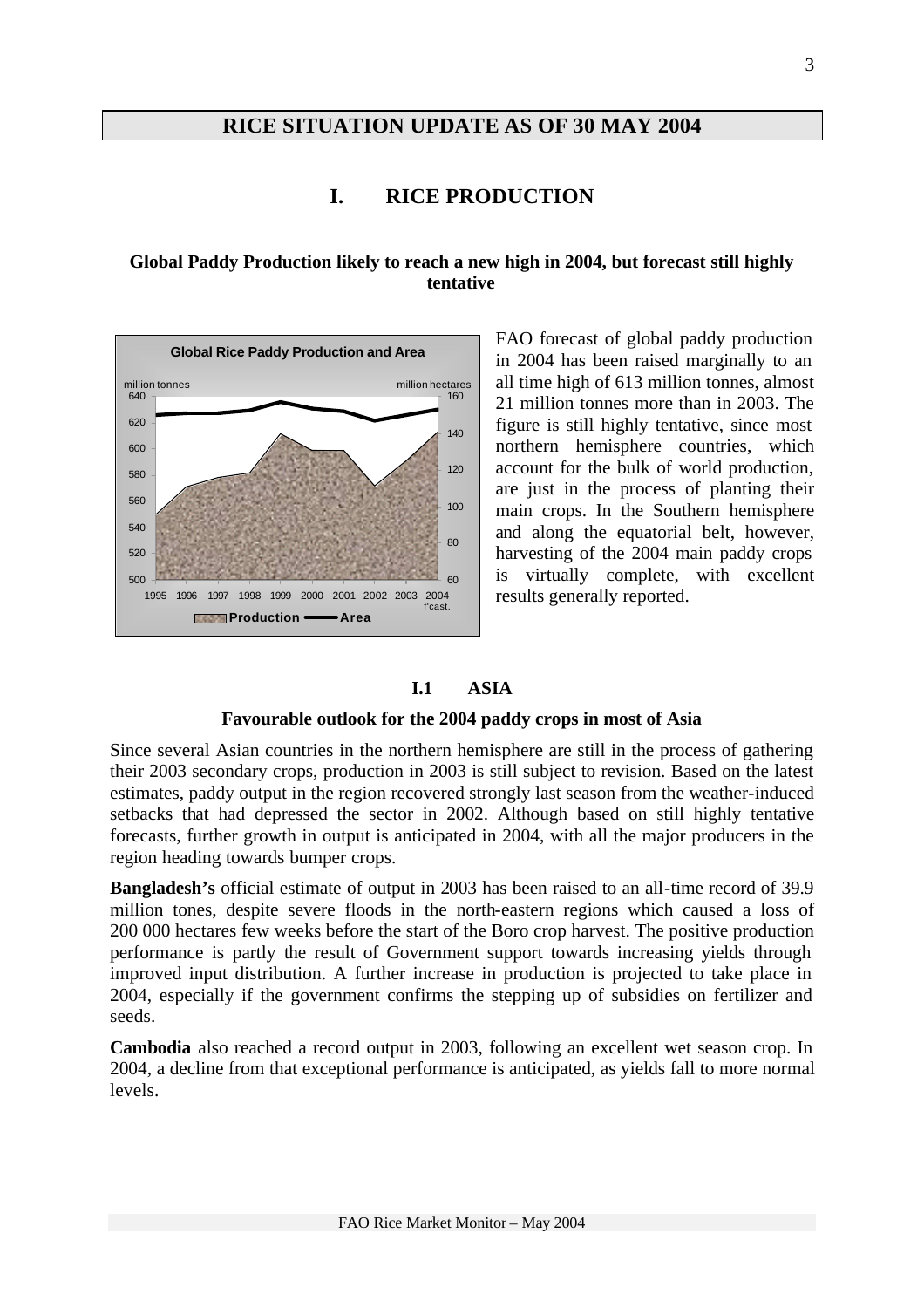## RICE SITUATION UPDATE AS OF 30 MAY 2004

# I. RICE PRODUCTION

### Global Paddy Production likely to reach a new high in 2004, but forecast still highly tentative

FAO forecast of global paddy production in 2004 has been raised marginally to an all time high of 613 million tonnes, almost 21 million tonnes more than in 2003. The figure is still highly tentative, since most northern hemisphere countries, which account for the bulk of world production, are just in the process of planting their main crops. In the Southern hemisphere and along the equatorial belt, however, harvesting of the 2004 main paddy crops is virtually complete, with excellent results generally reported.

## I.1 ASIA

### Favourable outlook for the 2004 paddy crops in most of Asia

Since several Asian countries in the northern hemisphere are still in the process of gathering their 2003 secondary crops, production in 2003 is still subject to revision. Based on the latest estimates, paddy output in the region recovered strongly last season from the weather-induced setbacks that had depressed the sector in 2002. Although based on still highly tentative forecasts, further growth in output is anticipated in 2004, with all the major producers in the region heading towards bumper crops.

**Bangladesh's** official estimate of output in 2003 has been raised to an all-time record of 39.9 million tones, despite severe floods in the north-eastern regions which caused a loss of 200 000 hectares few weeks before the start of the Boro crop harvest. The positive production performance is partly the result of Government support towards increasing yields through improved input distribution. A further increase in production is projected to take place in 2004, especially if the government confirms the stepping up of subsidies on fertilizer and seeds.

**Cambodia** also reached a record output in 2003, following an excellent wet season crop. In 2004, a decline from that exceptional performance is anticipated, as yields fall to more normal levels.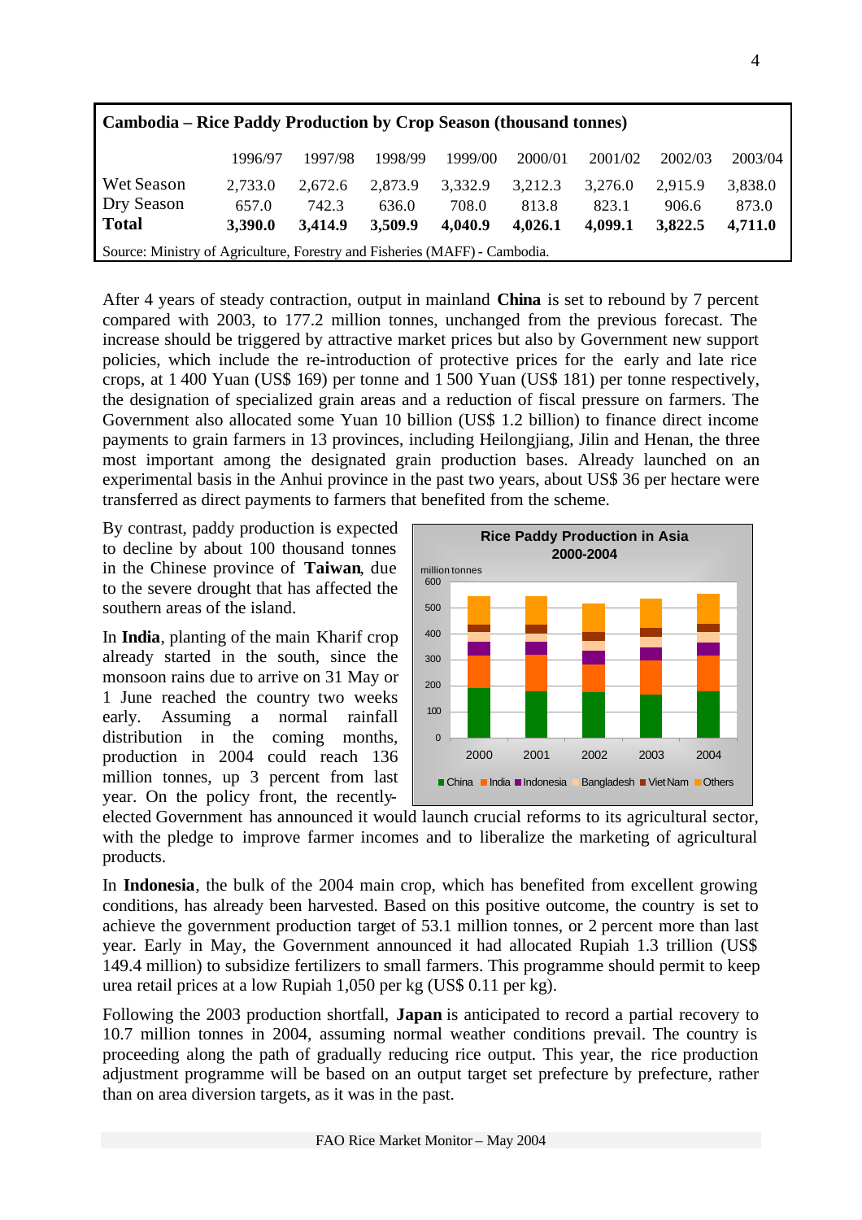**Cambodia – Rice Paddy Production by Crop Season (thousand tonnes)**

| | 1996/97 | 1997/98 | 1998/99 | 1999/00 | 2000/01 | 2001/02 | 2002/03 | 2003/04 |
|---|---|---|---|---|---|---|---|---|
| Wet Season | 2,733.0 | 2,672.6 | 2,873.9 | 3,332.9 | 3,212.3 | 3,276.0 | 2,915.9 | 3,838.0 |
| Dry Season | 657.0 | 742.3 | 636.0 | 708.0 | 813.8 | 823.1 | 906.6 | 873.0 |
| **Total** | **3,390.0** | **3,414.9** | **3,509.9** | **4,040.9** | **4,026.1** | **4,099.1** | **3,822.5** | **4,711.0** |

Source: Ministry of Agriculture, Forestry and Fisheries (MAFF) - Cambodia.

After 4 years of steady contraction, output in mainland **China** is set to rebound by 7 percent compared with 2003, to 177.2 million tonnes, unchanged from the previous forecast. The increase should be triggered by attractive market prices but also by Government new support policies, which include the re-introduction of protective prices for the early and late rice crops, at 1 400 Yuan (US$ 169) per tonne and 1 500 Yuan (US$ 181) per tonne respectively, the designation of specialized grain areas and a reduction of fiscal pressure on farmers. The Government also allocated some Yuan 10 billion (US$ 1.2 billion) to finance direct income payments to grain farmers in 13 provinces, including Heilongjiang, Jilin and Henan, the three most important among the designated grain production bases. Already launched on an experimental basis in the Anhui province in the past two years, about US$ 36 per hectare were transferred as direct payments to farmers that benefited from the scheme.

By contrast, paddy production is expected to decline by about 100 thousand tonnes in the Chinese province of **Taiwan**, due to the severe drought that has affected the southern areas of the island.

In **India**, planting of the main Kharif crop already started in the south, since the monsoon rains due to arrive on 31 May or 1 June reached the country two weeks early. Assuming a normal rainfall distribution in the coming months, production in 2004 could reach 136 million tonnes, up 3 percent from last year. On the policy front, the recently-elected Government has announced it would launch crucial reforms to its agricultural sector, with the pledge to improve farmer incomes and to liberalize the marketing of agricultural products.

In **Indonesia**, the bulk of the 2004 main crop, which has benefited from excellent growing conditions, has already been harvested. Based on this positive outcome, the country is set to achieve the government production target of 53.1 million tonnes, or 2 percent more than last year. Early in May, the Government announced it had allocated Rupiah 1.3 trillion (US$ 149.4 million) to subsidize fertilizers to small farmers. This programme should permit to keep urea retail prices at a low Rupiah 1,050 per kg (US$ 0.11 per kg).

Following the 2003 production shortfall, **Japan** is anticipated to record a partial recovery to 10.7 million tonnes in 2004, assuming normal weather conditions prevail. The country is proceeding along the path of gradually reducing rice output. This year, the rice production adjustment programme will be based on an output target set prefecture by prefecture, rather than on area diversion targets, as it was in the past.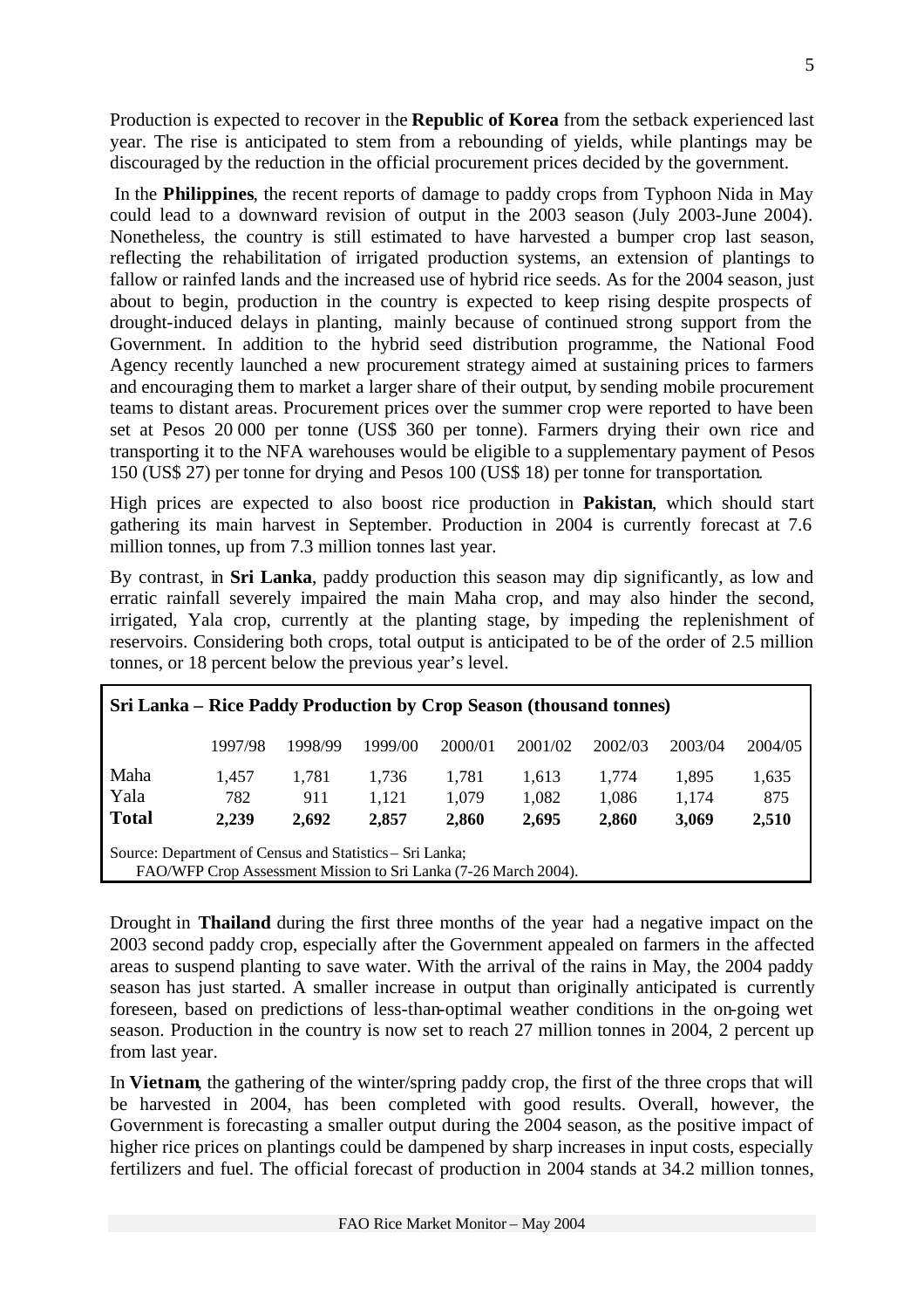Production is expected to recover in the **Republic of Korea** from the setback experienced last year. The rise is anticipated to stem from a rebounding of yields, while plantings may be discouraged by the reduction in the official procurement prices decided by the government.

In the **Philippines**, the recent reports of damage to paddy crops from Typhoon Nida in May could lead to a downward revision of output in the 2003 season (July 2003-June 2004). Nonetheless, the country is still estimated to have harvested a bumper crop last season, reflecting the rehabilitation of irrigated production systems, an extension of plantings to fallow or rainfed lands and the increased use of hybrid rice seeds. As for the 2004 season, just about to begin, production in the country is expected to keep rising despite prospects of drought-induced delays in planting, mainly because of continued strong support from the Government. In addition to the hybrid seed distribution programme, the National Food Agency recently launched a new procurement strategy aimed at sustaining prices to farmers and encouraging them to market a larger share of their output, by sending mobile procurement teams to distant areas. Procurement prices over the summer crop were reported to have been set at Pesos 20 000 per tonne (US$ 360 per tonne). Farmers drying their own rice and transporting it to the NFA warehouses would be eligible to a supplementary payment of Pesos 150 (US$ 27) per tonne for drying and Pesos 100 (US$ 18) per tonne for transportation.

High prices are expected to also boost rice production in **Pakistan**, which should start gathering its main harvest in September. Production in 2004 is currently forecast at 7.6 million tonnes, up from 7.3 million tonnes last year.

By contrast, in **Sri Lanka**, paddy production this season may dip significantly, as low and erratic rainfall severely impaired the main Maha crop, and may also hinder the second, irrigated, Yala crop, currently at the planting stage, by impeding the replenishment of reservoirs. Considering both crops, total output is anticipated to be of the order of 2.5 million tonnes, or 18 percent below the previous year's level.

**Sri Lanka – Rice Paddy Production by Crop Season (thousand tonnes)**

| | 1997/98 | 1998/99 | 1999/00 | 2000/01 | 2001/02 | 2002/03 | 2003/04 | 2004/05 |
|---|---|---|---|---|---|---|---|---|
| Maha | 1,457 | 1,781 | 1,736 | 1,781 | 1,613 | 1,774 | 1,895 | 1,635 |
| Yala | 782 | 911 | 1,121 | 1,079 | 1,082 | 1,086 | 1,174 | 875 |
| **Total** | **2,239** | **2,692** | **2,857** | **2,860** | **2,695** | **2,860** | **3,069** | **2,510** |

Source: Department of Census and Statistics – Sri Lanka;
FAO/WFP Crop Assessment Mission to Sri Lanka (7-26 March 2004).

Drought in **Thailand** during the first three months of the year had a negative impact on the 2003 second paddy crop, especially after the Government appealed on farmers in the affected areas to suspend planting to save water. With the arrival of the rains in May, the 2004 paddy season has just started. A smaller increase in output than originally anticipated is currently foreseen, based on predictions of less-than-optimal weather conditions in the on-going wet season. Production in the country is now set to reach 27 million tonnes in 2004, 2 percent up from last year.

In **Vietnam**, the gathering of the winter/spring paddy crop, the first of the three crops that will be harvested in 2004, has been completed with good results. Overall, however, the Government is forecasting a smaller output during the 2004 season, as the positive impact of higher rice prices on plantings could be dampened by sharp increases in input costs, especially fertilizers and fuel. The official forecast of production in 2004 stands at 34.2 million tonnes,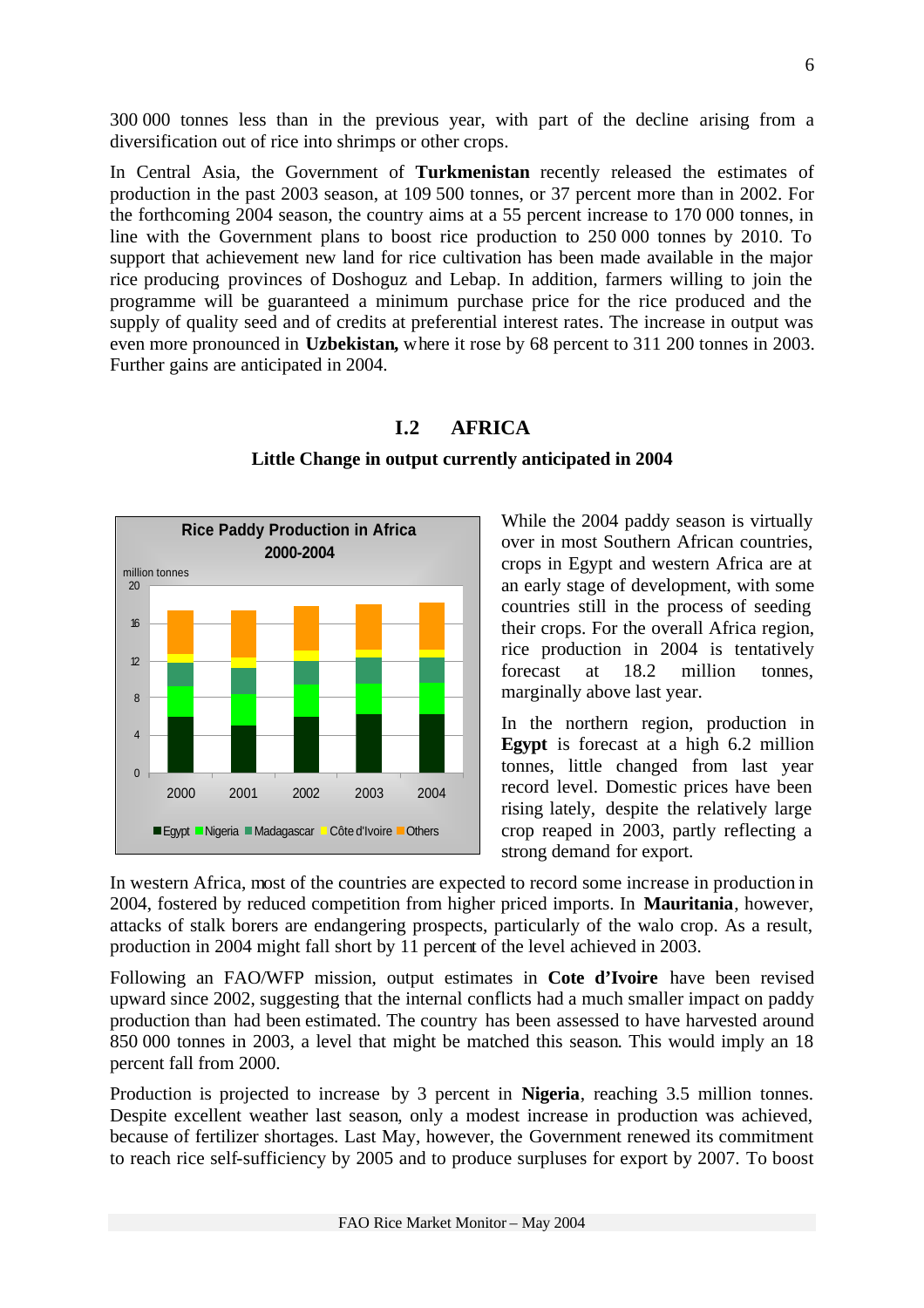300 000 tonnes less than in the previous year, with part of the decline arising from a diversification out of rice into shrimps or other crops.

In Central Asia, the Government of **Turkmenistan** recently released the estimates of production in the past 2003 season, at 109 500 tonnes, or 37 percent more than in 2002. For the forthcoming 2004 season, the country aims at a 55 percent increase to 170 000 tonnes, in line with the Government plans to boost rice production to 250 000 tonnes by 2010. To support that achievement new land for rice cultivation has been made available in the major rice producing provinces of Doshoguz and Lebap. In addition, farmers willing to join the programme will be guaranteed a minimum purchase price for the rice produced and the supply of quality seed and of credits at preferential interest rates. The increase in output was even more pronounced in **Uzbekistan,** where it rose by 68 percent to 311 200 tonnes in 2003. Further gains are anticipated in 2004.

## I.2 AFRICA

### Little Change in output currently anticipated in 2004

**Rice Paddy Production in Africa 2000-2004**

While the 2004 paddy season is virtually over in most Southern African countries, crops in Egypt and western Africa are at an early stage of development, with some countries still in the process of seeding their crops. For the overall Africa region, rice production in 2004 is tentatively forecast at 18.2 million tonnes, marginally above last year.

In the northern region, production in **Egypt** is forecast at a high 6.2 million tonnes, little changed from last year record level. Domestic prices have been rising lately, despite the relatively large crop reaped in 2003, partly reflecting a strong demand for export.

In western Africa, most of the countries are expected to record some increase in production in 2004, fostered by reduced competition from higher priced imports. In **Mauritania**, however, attacks of stalk borers are endangering prospects, particularly of the walo crop. As a result, production in 2004 might fall short by 11 percent of the level achieved in 2003.

Following an FAO/WFP mission, output estimates in **Cote d'Ivoire** have been revised upward since 2002, suggesting that the internal conflicts had a much smaller impact on paddy production than had been estimated. The country has been assessed to have harvested around 850 000 tonnes in 2003, a level that might be matched this season. This would imply an 18 percent fall from 2000.

Production is projected to increase by 3 percent in **Nigeria**, reaching 3.5 million tonnes. Despite excellent weather last season, only a modest increase in production was achieved, because of fertilizer shortages. Last May, however, the Government renewed its commitment to reach rice self-sufficiency by 2005 and to produce surpluses for export by 2007. To boost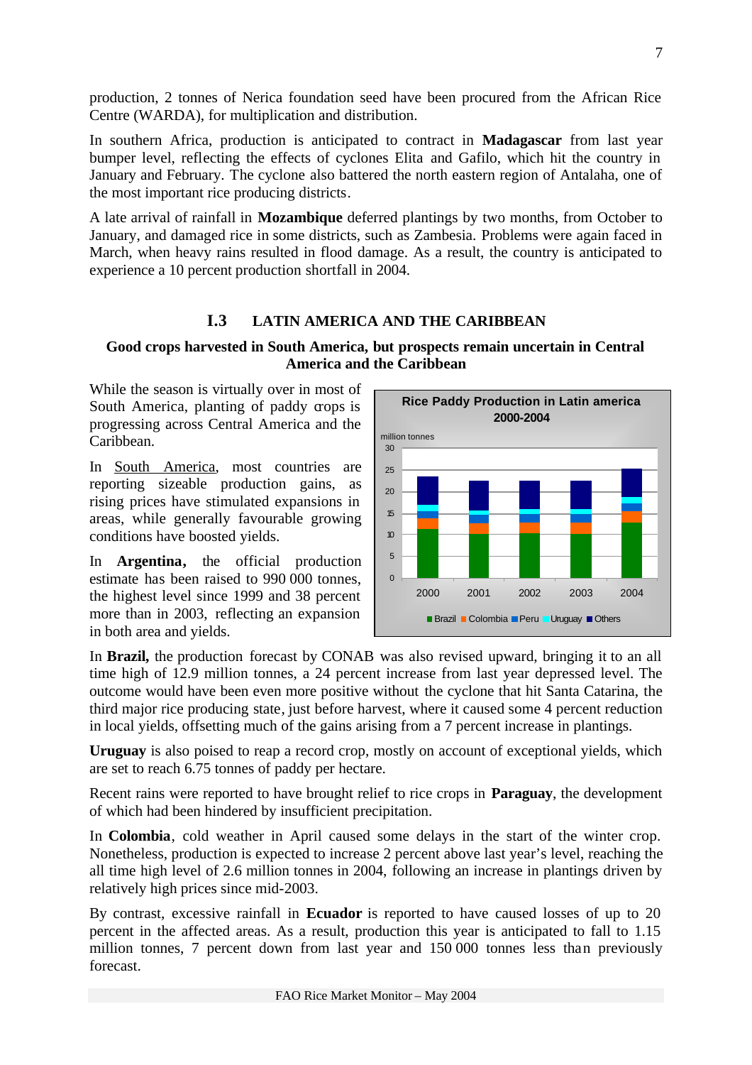production, 2 tonnes of Nerica foundation seed have been procured from the African Rice Centre (WARDA), for multiplication and distribution.

In southern Africa, production is anticipated to contract in **Madagascar** from last year bumper level, reflecting the effects of cyclones Elita and Gafilo, which hit the country in January and February. The cyclone also battered the north eastern region of Antalaha, one of the most important rice producing districts.

A late arrival of rainfall in **Mozambique** deferred plantings by two months, from October to January, and damaged rice in some districts, such as Zambesia. Problems were again faced in March, when heavy rains resulted in flood damage. As a result, the country is anticipated to experience a 10 percent production shortfall in 2004.

## I.3 LATIN AMERICA AND THE CARIBBEAN

### Good crops harvested in South America, but prospects remain uncertain in Central America and the Caribbean

While the season is virtually over in most of South America, planting of paddy crops is progressing across Central America and the Caribbean.

In South America, most countries are reporting sizeable production gains, as rising prices have stimulated expansions in areas, while generally favourable growing conditions have boosted yields.

In **Argentina**, the official production estimate has been raised to 990 000 tonnes, the highest level since 1999 and 38 percent more than in 2003, reflecting an expansion in both area and yields.

Rice Paddy Production in Latin america 2000-2004

In **Brazil,** the production forecast by CONAB was also revised upward, bringing it to an all time high of 12.9 million tonnes, a 24 percent increase from last year depressed level. The outcome would have been even more positive without the cyclone that hit Santa Catarina, the third major rice producing state, just before harvest, where it caused some 4 percent reduction in local yields, offsetting much of the gains arising from a 7 percent increase in plantings.

**Uruguay** is also poised to reap a record crop, mostly on account of exceptional yields, which are set to reach 6.75 tonnes of paddy per hectare.

Recent rains were reported to have brought relief to rice crops in **Paraguay**, the development of which had been hindered by insufficient precipitation.

In **Colombia**, cold weather in April caused some delays in the start of the winter crop. Nonetheless, production is expected to increase 2 percent above last year's level, reaching the all time high level of 2.6 million tonnes in 2004, following an increase in plantings driven by relatively high prices since mid-2003.

By contrast, excessive rainfall in **Ecuador** is reported to have caused losses of up to 20 percent in the affected areas. As a result, production this year is anticipated to fall to 1.15 million tonnes, 7 percent down from last year and 150 000 tonnes less than previously forecast.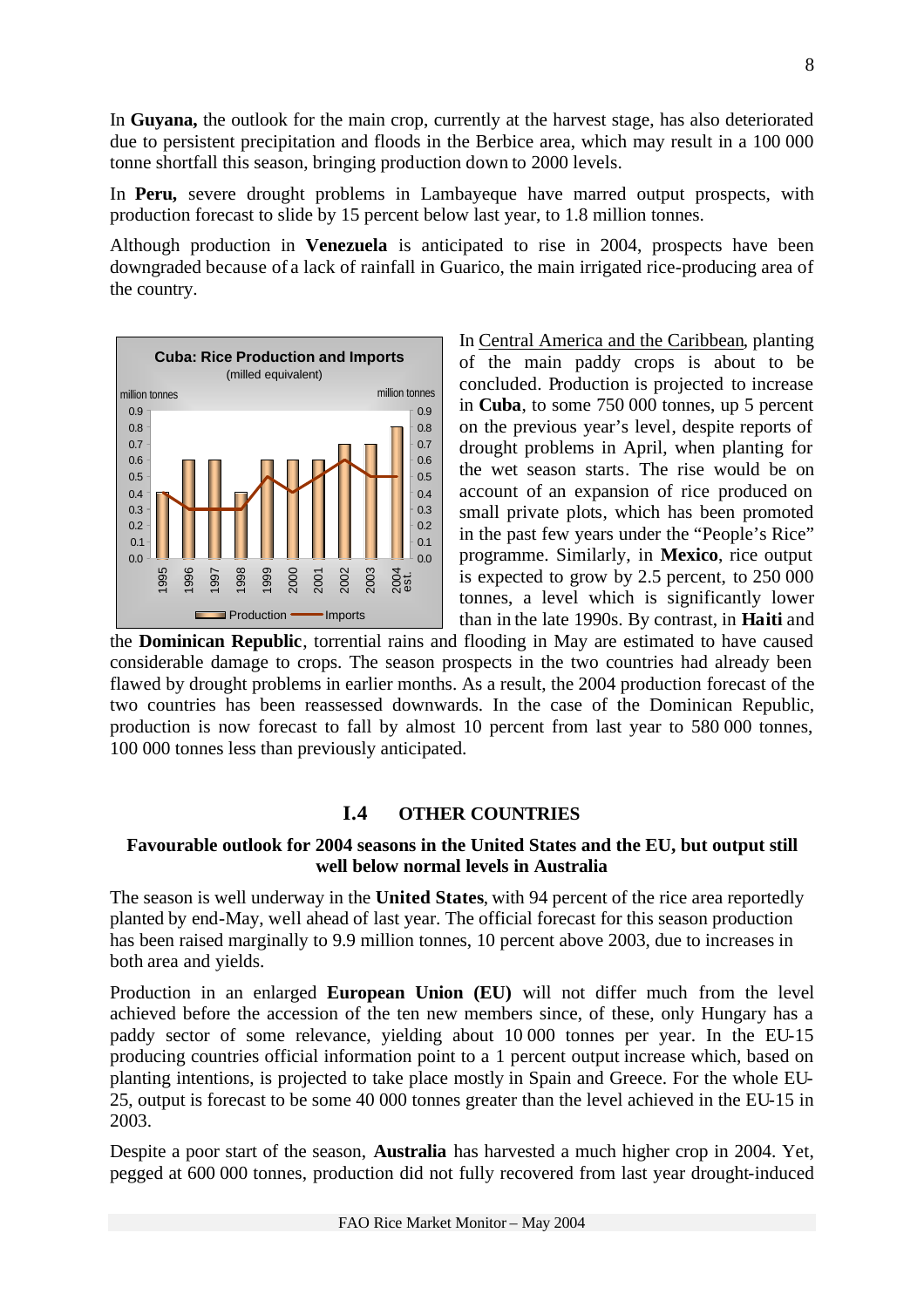In **Guyana,** the outlook for the main crop, currently at the harvest stage, has also deteriorated due to persistent precipitation and floods in the Berbice area, which may result in a 100 000 tonne shortfall this season, bringing production down to 2000 levels.

In **Peru,** severe drought problems in Lambayeque have marred output prospects, with production forecast to slide by 15 percent below last year, to 1.8 million tonnes.

Although production in **Venezuela** is anticipated to rise in 2004, prospects have been downgraded because of a lack of rainfall in Guarico, the main irrigated rice-producing area of the country.

**Cuba: Rice Production and Imports** (milled equivalent)

| Year | Production (million tonnes) | Imports (million tonnes) |
|---|---|---|
| 1995 | 0.4 | 0.4 |
| 1996 | 0.6 | 0.3 |
| 1997 | 0.6 | 0.3 |
| 1998 | 0.4 | 0.3 |
| 1999 | 0.6 | 0.5 |
| 2000 | 0.6 | 0.4 |
| 2001 | 0.6 | 0.5 |
| 2002 | 0.7 | 0.6 |
| 2003 | 0.7 | 0.5 |
| 2004 est. | 0.8 | 0.5 |

In Central America and the Caribbean, planting of the main paddy crops is about to be concluded. Production is projected to increase in **Cuba**, to some 750 000 tonnes, up 5 percent on the previous year's level, despite reports of drought problems in April, when planting for the wet season starts. The rise would be on account of an expansion of rice produced on small private plots, which has been promoted in the past few years under the "People's Rice" programme. Similarly, in **Mexico**, rice output is expected to grow by 2.5 percent, to 250 000 tonnes, a level which is significantly lower than in the late 1990s. By contrast, in **Haiti** and the **Dominican Republic**, torrential rains and flooding in May are estimated to have caused considerable damage to crops. The season prospects in the two countries had already been flawed by drought problems in earlier months. As a result, the 2004 production forecast of the two countries has been reassessed downwards. In the case of the Dominican Republic, production is now forecast to fall by almost 10 percent from last year to 580 000 tonnes, 100 000 tonnes less than previously anticipated.

## I.4 OTHER COUNTRIES

### Favourable outlook for 2004 seasons in the United States and the EU, but output still well below normal levels in Australia

The season is well underway in the **United States**, with 94 percent of the rice area reportedly planted by end-May, well ahead of last year. The official forecast for this season production has been raised marginally to 9.9 million tonnes, 10 percent above 2003, due to increases in both area and yields.

Production in an enlarged **European Union (EU)** will not differ much from the level achieved before the accession of the ten new members since, of these, only Hungary has a paddy sector of some relevance, yielding about 10 000 tonnes per year. In the EU-15 producing countries official information point to a 1 percent output increase which, based on planting intentions, is projected to take place mostly in Spain and Greece. For the whole EU-25, output is forecast to be some 40 000 tonnes greater than the level achieved in the EU-15 in 2003.

Despite a poor start of the season, **Australia** has harvested a much higher crop in 2004. Yet, pegged at 600 000 tonnes, production did not fully recovered from last year drought-induced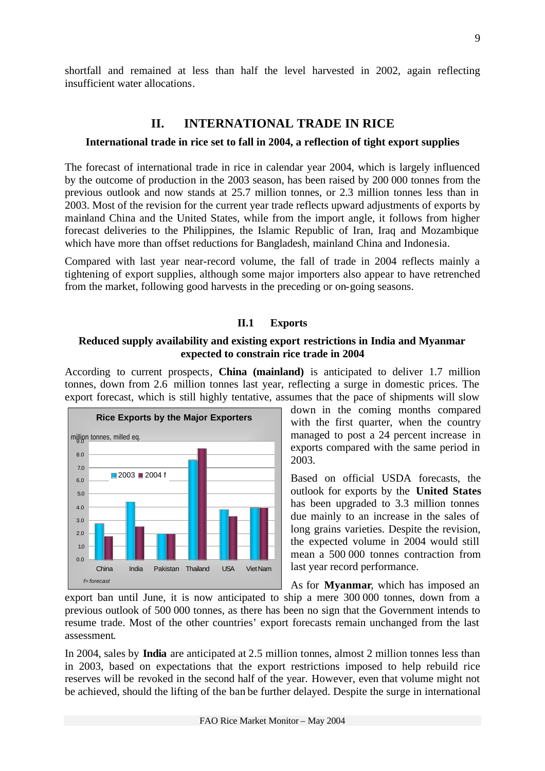shortfall and remained at less than half the level harvested in 2002, again reflecting insufficient water allocations.

## II. INTERNATIONAL TRADE IN RICE

**International trade in rice set to fall in 2004, a reflection of tight export supplies**

The forecast of international trade in rice in calendar year 2004, which is largely influenced by the outcome of production in the 2003 season, has been raised by 200 000 tonnes from the previous outlook and now stands at 25.7 million tonnes, or 2.3 million tonnes less than in 2003. Most of the revision for the current year trade reflects upward adjustments of exports by mainland China and the United States, while from the import angle, it follows from higher forecast deliveries to the Philippines, the Islamic Republic of Iran, Iraq and Mozambique which have more than offset reductions for Bangladesh, mainland China and Indonesia.

Compared with last year near-record volume, the fall of trade in 2004 reflects mainly a tightening of export supplies, although some major importers also appear to have retrenched from the market, following good harvests in the preceding or on-going seasons.

### II.1 Exports

**Reduced supply availability and existing export restrictions in India and Myanmar expected to constrain rice trade in 2004**

According to current prospects, **China (mainland)** is anticipated to deliver 1.7 million tonnes, down from 2.6 million tonnes last year, reflecting a surge in domestic prices. The export forecast, which is still highly tentative, assumes that the pace of shipments will slow down in the coming months compared with the first quarter, when the country managed to post a 24 percent increase in exports compared with the same period in 2003.

**Rice Exports by the Major Exporters**

million tonnes, milled eq.

| | 2003 | 2004 f |
|---|---|---|
| China | 2.7 | 1.7 |
| India | 4.4 | 2.5 |
| Pakistan | 2.0 | 2.0 |
| Thailand | 7.6 | 8.5 |
| USA | 3.8 | 3.3 |
| Viet Nam | 3.9 | 3.9 |

*f= forecast*

Based on official USDA forecasts, the outlook for exports by the **United States** has been upgraded to 3.3 million tonnes due mainly to an increase in the sales of long grains varieties. Despite the revision, the expected volume in 2004 would still mean a 500 000 tonnes contraction from last year record performance.

As for **Myanmar**, which has imposed an export ban until June, it is now anticipated to ship a mere 300 000 tonnes, down from a previous outlook of 500 000 tonnes, as there has been no sign that the Government intends to resume trade. Most of the other countries' export forecasts remain unchanged from the last assessment.

In 2004, sales by **India** are anticipated at 2.5 million tonnes, almost 2 million tonnes less than in 2003, based on expectations that the export restrictions imposed to help rebuild rice reserves will be revoked in the second half of the year. However, even that volume might not be achieved, should the lifting of the ban be further delayed. Despite the surge in international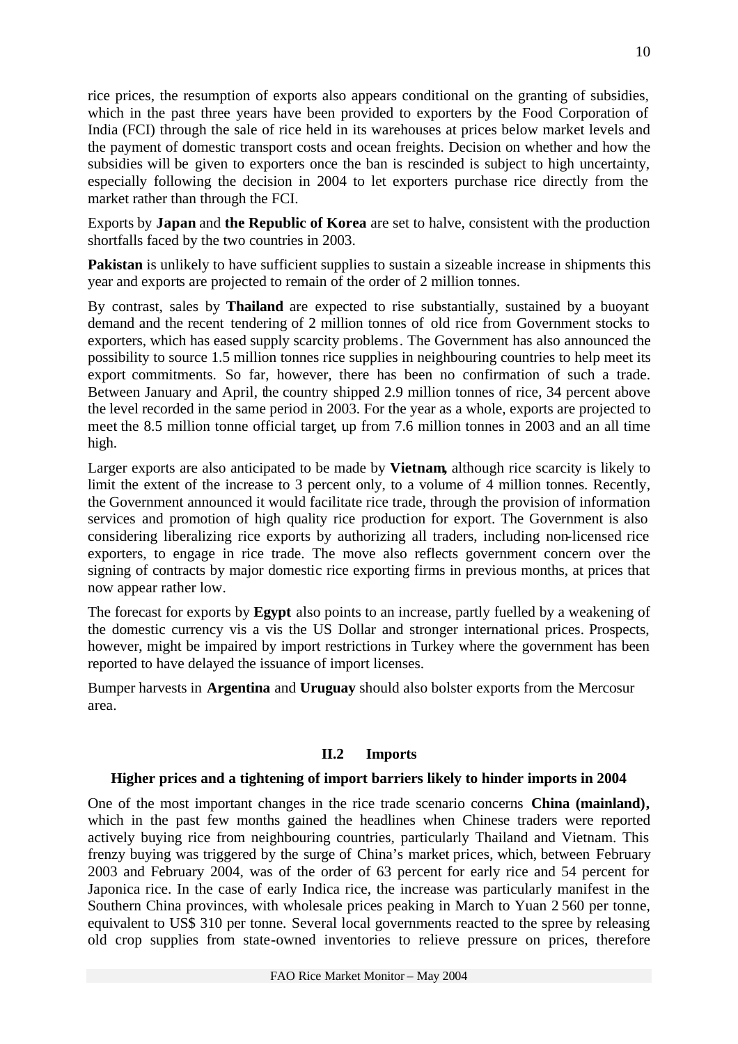rice prices, the resumption of exports also appears conditional on the granting of subsidies, which in the past three years have been provided to exporters by the Food Corporation of India (FCI) through the sale of rice held in its warehouses at prices below market levels and the payment of domestic transport costs and ocean freights. Decision on whether and how the subsidies will be given to exporters once the ban is rescinded is subject to high uncertainty, especially following the decision in 2004 to let exporters purchase rice directly from the market rather than through the FCI.

Exports by **Japan** and **the Republic of Korea** are set to halve, consistent with the production shortfalls faced by the two countries in 2003.

**Pakistan** is unlikely to have sufficient supplies to sustain a sizeable increase in shipments this year and exports are projected to remain of the order of 2 million tonnes.

By contrast, sales by **Thailand** are expected to rise substantially, sustained by a buoyant demand and the recent tendering of 2 million tonnes of old rice from Government stocks to exporters, which has eased supply scarcity problems. The Government has also announced the possibility to source 1.5 million tonnes rice supplies in neighbouring countries to help meet its export commitments. So far, however, there has been no confirmation of such a trade. Between January and April, the country shipped 2.9 million tonnes of rice, 34 percent above the level recorded in the same period in 2003. For the year as a whole, exports are projected to meet the 8.5 million tonne official target, up from 7.6 million tonnes in 2003 and an all time high.

Larger exports are also anticipated to be made by **Vietnam,** although rice scarcity is likely to limit the extent of the increase to 3 percent only, to a volume of 4 million tonnes. Recently, the Government announced it would facilitate rice trade, through the provision of information services and promotion of high quality rice production for export. The Government is also considering liberalizing rice exports by authorizing all traders, including non-licensed rice exporters, to engage in rice trade. The move also reflects government concern over the signing of contracts by major domestic rice exporting firms in previous months, at prices that now appear rather low.

The forecast for exports by **Egypt** also points to an increase, partly fuelled by a weakening of the domestic currency vis a vis the US Dollar and stronger international prices. Prospects, however, might be impaired by import restrictions in Turkey where the government has been reported to have delayed the issuance of import licenses.

Bumper harvests in **Argentina** and **Uruguay** should also bolster exports from the Mercosur area.

## II.2 Imports

### Higher prices and a tightening of import barriers likely to hinder imports in 2004

One of the most important changes in the rice trade scenario concerns **China (mainland),** which in the past few months gained the headlines when Chinese traders were reported actively buying rice from neighbouring countries, particularly Thailand and Vietnam. This frenzy buying was triggered by the surge of China's market prices, which, between February 2003 and February 2004, was of the order of 63 percent for early rice and 54 percent for Japonica rice. In the case of early Indica rice, the increase was particularly manifest in the Southern China provinces, with wholesale prices peaking in March to Yuan 2 560 per tonne, equivalent to US$ 310 per tonne. Several local governments reacted to the spree by releasing old crop supplies from state-owned inventories to relieve pressure on prices, therefore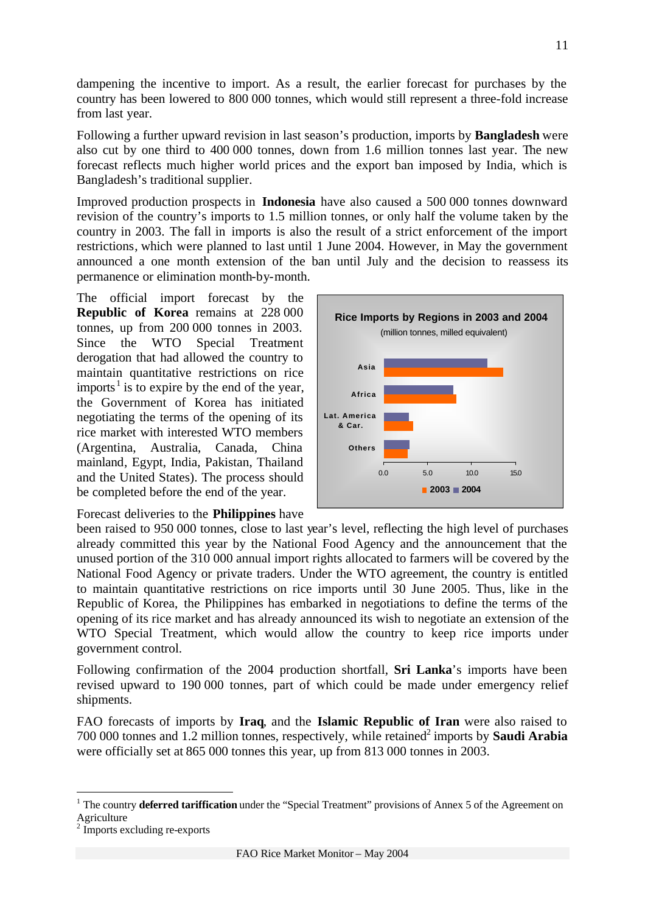dampening the incentive to import. As a result, the earlier forecast for purchases by the country has been lowered to 800 000 tonnes, which would still represent a three-fold increase from last year.

Following a further upward revision in last season's production, imports by **Bangladesh** were also cut by one third to 400 000 tonnes, down from 1.6 million tonnes last year. The new forecast reflects much higher world prices and the export ban imposed by India, which is Bangladesh's traditional supplier.

Improved production prospects in **Indonesia** have also caused a 500 000 tonnes downward revision of the country's imports to 1.5 million tonnes, or only half the volume taken by the country in 2003. The fall in imports is also the result of a strict enforcement of the import restrictions, which were planned to last until 1 June 2004. However, in May the government announced a one month extension of the ban until July and the decision to reassess its permanence or elimination month-by-month.

The official import forecast by the **Republic of Korea** remains at 228 000 tonnes, up from 200 000 tonnes in 2003. Since the WTO Special Treatment derogation that had allowed the country to maintain quantitative restrictions on rice imports[1] is to expire by the end of the year, the Government of Korea has initiated negotiating the terms of the opening of its rice market with interested WTO members (Argentina, Australia, Canada, China mainland, Egypt, India, Pakistan, Thailand and the United States). The process should be completed before the end of the year.

**Rice Imports by Regions in 2003 and 2004**
(million tonnes, milled equivalent)

Forecast deliveries to the **Philippines** have been raised to 950 000 tonnes, close to last year's level, reflecting the high level of purchases already committed this year by the National Food Agency and the announcement that the unused portion of the 310 000 annual import rights allocated to farmers will be covered by the National Food Agency or private traders. Under the WTO agreement, the country is entitled to maintain quantitative restrictions on rice imports until 30 June 2005. Thus, like in the Republic of Korea, the Philippines has embarked in negotiations to define the terms of the opening of its rice market and has already announced its wish to negotiate an extension of the WTO Special Treatment, which would allow the country to keep rice imports under government control.

Following confirmation of the 2004 production shortfall, **Sri Lanka**'s imports have been revised upward to 190 000 tonnes, part of which could be made under emergency relief shipments.

FAO forecasts of imports by **Iraq**, and the **Islamic Republic of Iran** were also raised to 700 000 tonnes and 1.2 million tonnes, respectively, while retained[2] imports by **Saudi Arabia** were officially set at 865 000 tonnes this year, up from 813 000 tonnes in 2003.

---

[1] The country **deferred tariffication** under the "Special Treatment" provisions of Annex 5 of the Agreement on Agriculture

[2] Imports excluding re-exports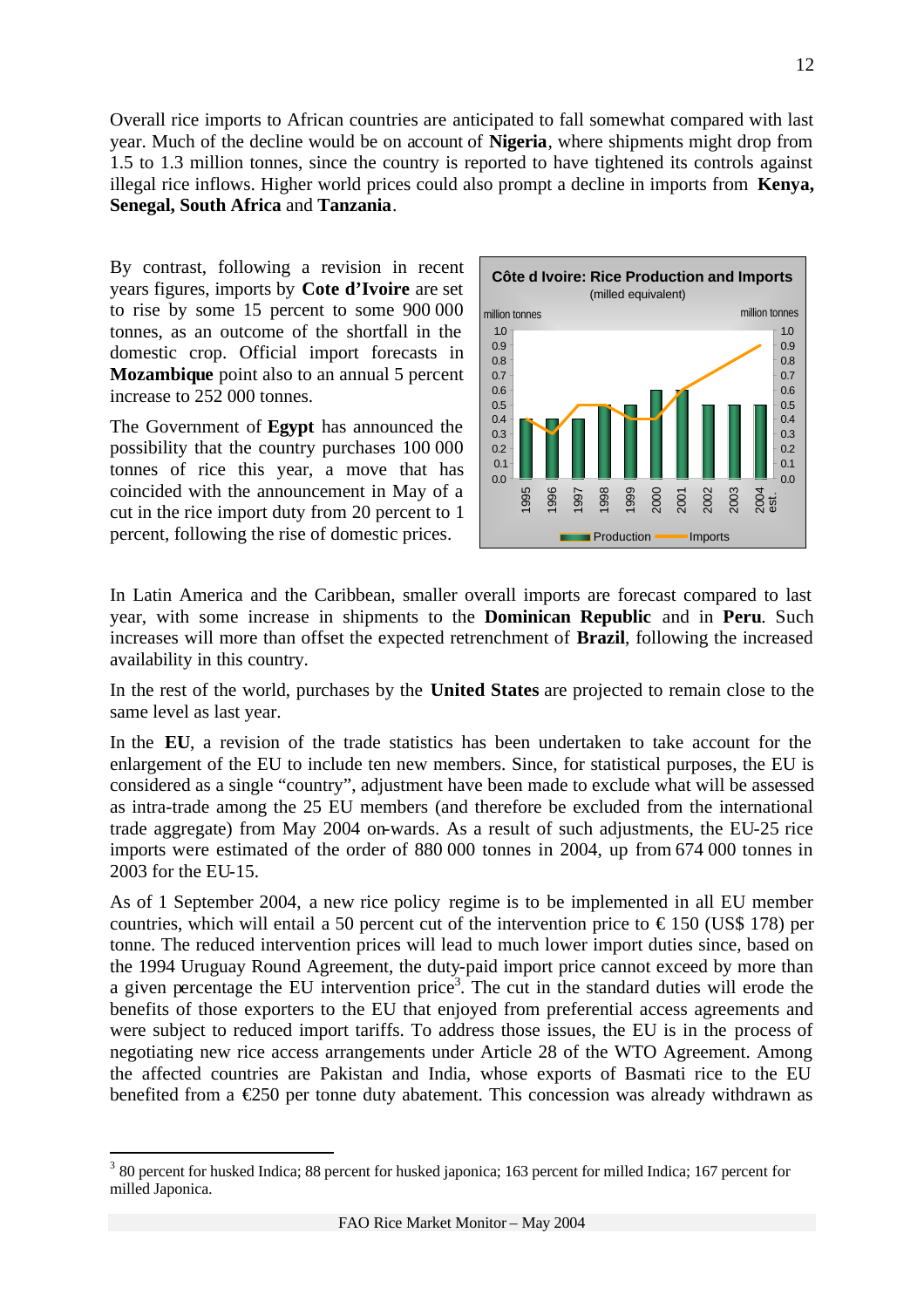Overall rice imports to African countries are anticipated to fall somewhat compared with last year. Much of the decline would be on account of **Nigeria**, where shipments might drop from 1.5 to 1.3 million tonnes, since the country is reported to have tightened its controls against illegal rice inflows. Higher world prices could also prompt a decline in imports from **Kenya, Senegal, South Africa** and **Tanzania**.

By contrast, following a revision in recent years figures, imports by **Cote d'Ivoire** are set to rise by some 15 percent to some 900 000 tonnes, as an outcome of the shortfall in the domestic crop. Official import forecasts in **Mozambique** point also to an annual 5 percent increase to 252 000 tonnes.

The Government of **Egypt** has announced the possibility that the country purchases 100 000 tonnes of rice this year, a move that has coincided with the announcement in May of a cut in the rice import duty from 20 percent to 1 percent, following the rise of domestic prices.

**Côte d Ivoire: Rice Production and Imports**
(milled equivalent)

In Latin America and the Caribbean, smaller overall imports are forecast compared to last year, with some increase in shipments to the **Dominican Republic** and in **Peru**. Such increases will more than offset the expected retrenchment of **Brazil**, following the increased availability in this country.

In the rest of the world, purchases by the **United States** are projected to remain close to the same level as last year.

In the **EU**, a revision of the trade statistics has been undertaken to take account for the enlargement of the EU to include ten new members. Since, for statistical purposes, the EU is considered as a single "country", adjustment have been made to exclude what will be assessed as intra-trade among the 25 EU members (and therefore be excluded from the international trade aggregate) from May 2004 on-wards. As a result of such adjustments, the EU-25 rice imports were estimated of the order of 880 000 tonnes in 2004, up from 674 000 tonnes in 2003 for the EU-15.

As of 1 September 2004, a new rice policy regime is to be implemented in all EU member countries, which will entail a 50 percent cut of the intervention price to € 150 (US$ 178) per tonne. The reduced intervention prices will lead to much lower import duties since, based on the 1994 Uruguay Round Agreement, the duty-paid import price cannot exceed by more than a given percentage the EU intervention price[3]. The cut in the standard duties will erode the benefits of those exporters to the EU that enjoyed from preferential access agreements and were subject to reduced import tariffs. To address those issues, the EU is in the process of negotiating new rice access arrangements under Article 28 of the WTO Agreement. Among the affected countries are Pakistan and India, whose exports of Basmati rice to the EU benefited from a €250 per tonne duty abatement. This concession was already withdrawn as

[3] 80 percent for husked Indica; 88 percent for husked japonica; 163 percent for milled Indica; 167 percent for milled Japonica.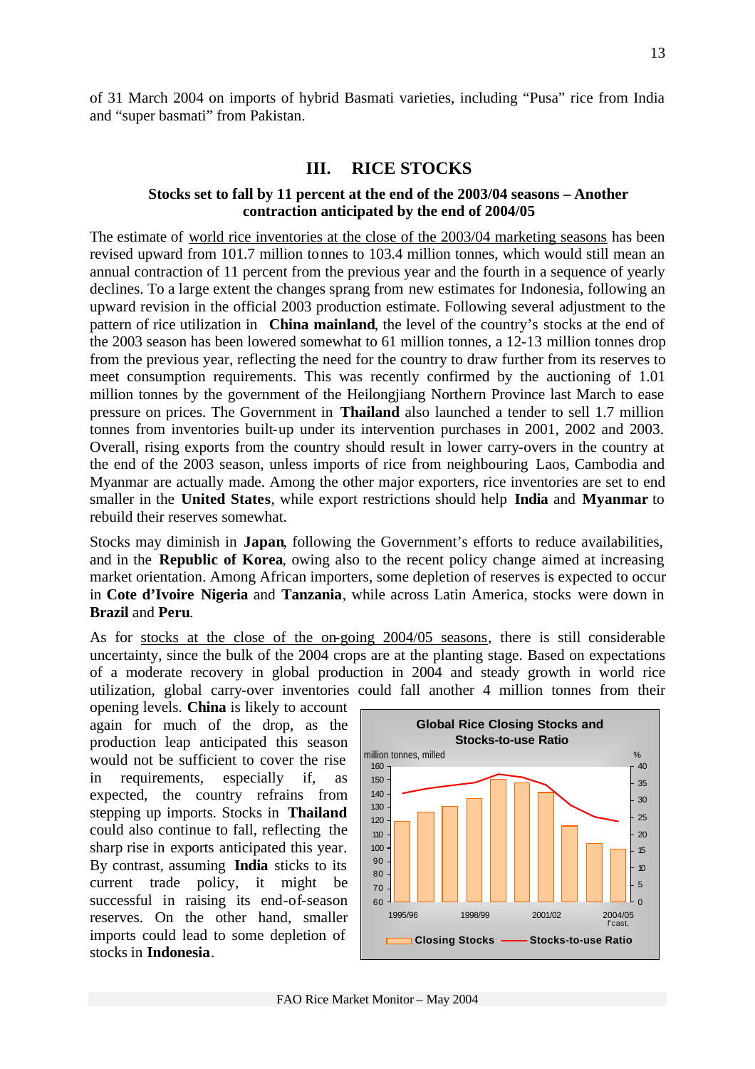of 31 March 2004 on imports of hybrid Basmati varieties, including "Pusa" rice from India and "super basmati" from Pakistan.

## III. RICE STOCKS

### Stocks set to fall by 11 percent at the end of the 2003/04 seasons – Another contraction anticipated by the end of 2004/05

The estimate of world rice inventories at the close of the 2003/04 marketing seasons has been revised upward from 101.7 million tonnes to 103.4 million tonnes, which would still mean an annual contraction of 11 percent from the previous year and the fourth in a sequence of yearly declines. To a large extent the changes sprang from new estimates for Indonesia, following an upward revision in the official 2003 production estimate. Following several adjustment to the pattern of rice utilization in **China mainland**, the level of the country's stocks at the end of the 2003 season has been lowered somewhat to 61 million tonnes, a 12-13 million tonnes drop from the previous year, reflecting the need for the country to draw further from its reserves to meet consumption requirements. This was recently confirmed by the auctioning of 1.01 million tonnes by the government of the Heilongjiang Northern Province last March to ease pressure on prices. The Government in **Thailand** also launched a tender to sell 1.7 million tonnes from inventories built-up under its intervention purchases in 2001, 2002 and 2003. Overall, rising exports from the country should result in lower carry-overs in the country at the end of the 2003 season, unless imports of rice from neighbouring Laos, Cambodia and Myanmar are actually made. Among the other major exporters, rice inventories are set to end smaller in the **United States**, while export restrictions should help **India** and **Myanmar** to rebuild their reserves somewhat.

Stocks may diminish in **Japan**, following the Government's efforts to reduce availabilities, and in the **Republic of Korea**, owing also to the recent policy change aimed at increasing market orientation. Among African importers, some depletion of reserves is expected to occur in **Cote d'Ivoire Nigeria** and **Tanzania**, while across Latin America, stocks were down in **Brazil** and **Peru**.

As for stocks at the close of the on-going 2004/05 seasons, there is still considerable uncertainty, since the bulk of the 2004 crops are at the planting stage. Based on expectations of a moderate recovery in global production in 2004 and steady growth in world rice utilization, global carry-over inventories could fall another 4 million tonnes from their opening levels. **China** is likely to account again for much of the drop, as the production leap anticipated this season would not be sufficient to cover the rise in requirements, especially if, as expected, the country refrains from stepping up imports. Stocks in **Thailand** could also continue to fall, reflecting the sharp rise in exports anticipated this year. By contrast, assuming **India** sticks to its current trade policy, it might be successful in raising its end-of-season reserves. On the other hand, smaller imports could lead to some depletion of stocks in **Indonesia**.

**Global Rice Closing Stocks and Stocks-to-use Ratio**

(Chart: Closing Stocks, million tonnes, milled; Stocks-to-use Ratio, %; 1995/96 – 2004/05 f'cast)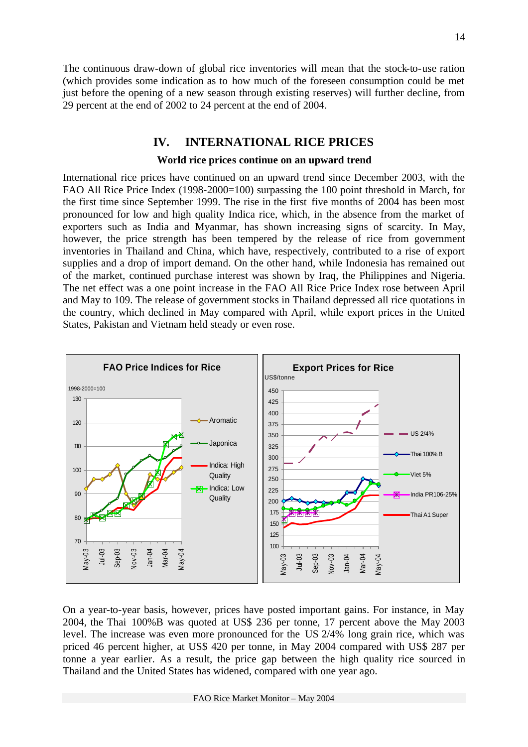The continuous draw-down of global rice inventories will mean that the stock-to-use ration (which provides some indication as to how much of the foreseen consumption could be met just before the opening of a new season through existing reserves) will further decline, from 29 percent at the end of 2002 to 24 percent at the end of 2004.

## IV. INTERNATIONAL RICE PRICES

### World rice prices continue on an upward trend

International rice prices have continued on an upward trend since December 2003, with the FAO All Rice Price Index (1998-2000=100) surpassing the 100 point threshold in March, for the first time since September 1999. The rise in the first five months of 2004 has been most pronounced for low and high quality Indica rice, which, in the absence from the market of exporters such as India and Myanmar, has shown increasing signs of scarcity. In May, however, the price strength has been tempered by the release of rice from government inventories in Thailand and China, which have, respectively, contributed to a rise of export supplies and a drop of import demand. On the other hand, while Indonesia has remained out of the market, continued purchase interest was shown by Iraq, the Philippines and Nigeria. The net effect was a one point increase in the FAO All Rice Price Index rose between April and May to 109. The release of government stocks in Thailand depressed all rice quotations in the country, which declined in May compared with April, while export prices in the United States, Pakistan and Vietnam held steady or even rose.

**FAO Price Indices for Rice** (1998-2000=100) — Aromatic; Japonica; Indica: High Quality; Indica: Low Quality

**Export Prices for Rice** (US$/tonne) — US 2/4%; Thai 100% B; Viet 5%; India PR106-25%; Thai A1 Super

On a year-to-year basis, however, prices have posted important gains. For instance, in May 2004, the Thai 100%B was quoted at US$ 236 per tonne, 17 percent above the May 2003 level. The increase was even more pronounced for the US 2/4% long grain rice, which was priced 46 percent higher, at US$ 420 per tonne, in May 2004 compared with US$ 287 per tonne a year earlier. As a result, the price gap between the high quality rice sourced in Thailand and the United States has widened, compared with one year ago.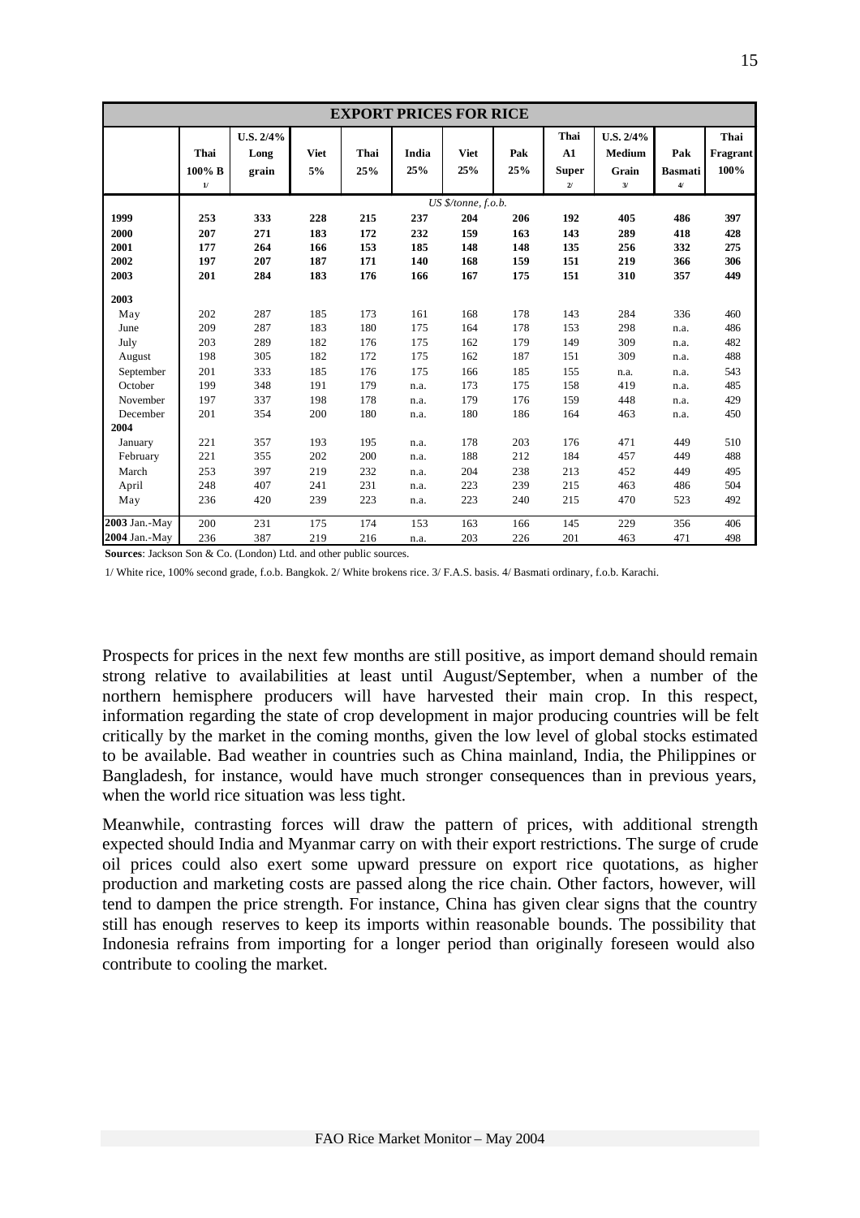| EXPORT PRICES FOR RICE | | | | | | | | | | | |
|---|---|---|---|---|---|---|---|---|---|---|---|
| | **Thai 100% B** 1/ | **U.S. 2/4% Long grain** | **Viet 5%** | **Thai 25%** | **India 25%** | **Viet 25%** | **Pak 25%** | **Thai A1 Super** 2/ | **U.S. 2/4% Medium Grain** 3/ | **Pak Basmati** 4/ | **Thai Fragrant 100%** |
| | | | | | *US $/tonne, f.o.b.* | | | | | | |
| **1999** | **253** | **333** | **228** | **215** | **237** | **204** | **206** | **192** | **405** | **486** | **397** |
| **2000** | **207** | **271** | **183** | **172** | **232** | **159** | **163** | **143** | **289** | **418** | **428** |
| **2001** | **177** | **264** | **166** | **153** | **185** | **148** | **148** | **135** | **256** | **332** | **275** |
| **2002** | **197** | **207** | **187** | **171** | **140** | **168** | **159** | **151** | **219** | **366** | **306** |
| **2003** | **201** | **284** | **183** | **176** | **166** | **167** | **175** | **151** | **310** | **357** | **449** |
| **2003** | | | | | | | | | | | |
| May | 202 | 287 | 185 | 173 | 161 | 168 | 178 | 143 | 284 | 336 | 460 |
| June | 209 | 287 | 183 | 180 | 175 | 164 | 178 | 153 | 298 | n.a. | 486 |
| July | 203 | 289 | 182 | 176 | 175 | 162 | 179 | 149 | 309 | n.a. | 482 |
| August | 198 | 305 | 182 | 172 | 175 | 162 | 187 | 151 | 309 | n.a. | 488 |
| September | 201 | 333 | 185 | 176 | 175 | 166 | 185 | 155 | n.a. | n.a. | 543 |
| October | 199 | 348 | 191 | 179 | n.a. | 173 | 175 | 158 | 419 | n.a. | 485 |
| November | 197 | 337 | 198 | 178 | n.a. | 179 | 176 | 159 | 448 | n.a. | 429 |
| December | 201 | 354 | 200 | 180 | n.a. | 180 | 186 | 164 | 463 | n.a. | 450 |
| **2004** | | | | | | | | | | | |
| January | 221 | 357 | 193 | 195 | n.a. | 178 | 203 | 176 | 471 | 449 | 510 |
| February | 221 | 355 | 202 | 200 | n.a. | 188 | 212 | 184 | 457 | 449 | 488 |
| March | 253 | 397 | 219 | 232 | n.a. | 204 | 238 | 213 | 452 | 449 | 495 |
| April | 248 | 407 | 241 | 231 | n.a. | 223 | 239 | 215 | 463 | 486 | 504 |
| May | 236 | 420 | 239 | 223 | n.a. | 223 | 240 | 215 | 470 | 523 | 492 |
| **2003** Jan.-May | 200 | 231 | 175 | 174 | 153 | 163 | 166 | 145 | 229 | 356 | 406 |
| **2004** Jan.-May | 236 | 387 | 219 | 216 | n.a. | 203 | 226 | 201 | 463 | 471 | 498 |

**Sources**: Jackson Son & Co. (London) Ltd. and other public sources.

1/ White rice, 100% second grade, f.o.b. Bangkok. 2/ White brokens rice. 3/ F.A.S. basis. 4/ Basmati ordinary, f.o.b. Karachi.

Prospects for prices in the next few months are still positive, as import demand should remain strong relative to availabilities at least until August/September, when a number of the northern hemisphere producers will have harvested their main crop. In this respect, information regarding the state of crop development in major producing countries will be felt critically by the market in the coming months, given the low level of global stocks estimated to be available. Bad weather in countries such as China mainland, India, the Philippines or Bangladesh, for instance, would have much stronger consequences than in previous years, when the world rice situation was less tight.

Meanwhile, contrasting forces will draw the pattern of prices, with additional strength expected should India and Myanmar carry on with their export restrictions. The surge of crude oil prices could also exert some upward pressure on export rice quotations, as higher production and marketing costs are passed along the rice chain. Other factors, however, will tend to dampen the price strength. For instance, China has given clear signs that the country still has enough reserves to keep its imports within reasonable bounds. The possibility that Indonesia refrains from importing for a longer period than originally foreseen would also contribute to cooling the market.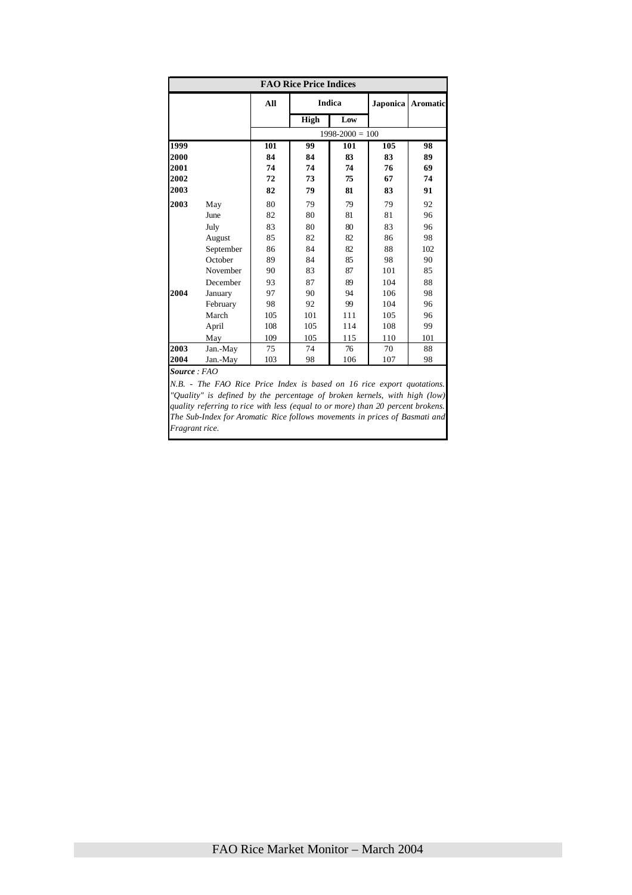| FAO Rice Price Indices | | | | | | |
|---|---|---|---|---|---|---|
| | | All | Indica | | Japonica | Aromatic |
| | | | High | Low | | |
| | | 1998-2000 = 100 | | | | |
| **1999** | | **101** | **99** | **101** | **105** | **98** |
| **2000** | | **84** | **84** | **83** | **83** | **89** |
| **2001** | | **74** | **74** | **74** | **76** | **69** |
| **2002** | | **72** | **73** | **75** | **67** | **74** |
| **2003** | | **82** | **79** | **81** | **83** | **91** |
| **2003** | May | 80 | 79 | 79 | 79 | 92 |
| | June | 82 | 80 | 81 | 81 | 96 |
| | July | 83 | 80 | 80 | 83 | 96 |
| | August | 85 | 82 | 82 | 86 | 98 |
| | September | 86 | 84 | 82 | 88 | 102 |
| | October | 89 | 84 | 85 | 98 | 90 |
| | November | 90 | 83 | 87 | 101 | 85 |
| | December | 93 | 87 | 89 | 104 | 88 |
| **2004** | January | 97 | 90 | 94 | 106 | 98 |
| | February | 98 | 92 | 99 | 104 | 96 |
| | March | 105 | 101 | 111 | 105 | 96 |
| | April | 108 | 105 | 114 | 108 | 99 |
| | May | 109 | 105 | 115 | 110 | 101 |
| **2003** | Jan.-May | 75 | 74 | 76 | 70 | 88 |
| **2004** | Jan.-May | 103 | 98 | 106 | 107 | 98 |

***Source** : FAO*

*N.B. - The FAO Rice Price Index is based on 16 rice export quotations. "Quality" is defined by the percentage of broken kernels, with high (low) quality referring to rice with less (equal to or more) than 20 percent brokens. The Sub-Index for Aromatic Rice follows movements in prices of Basmati and Fragrant rice.*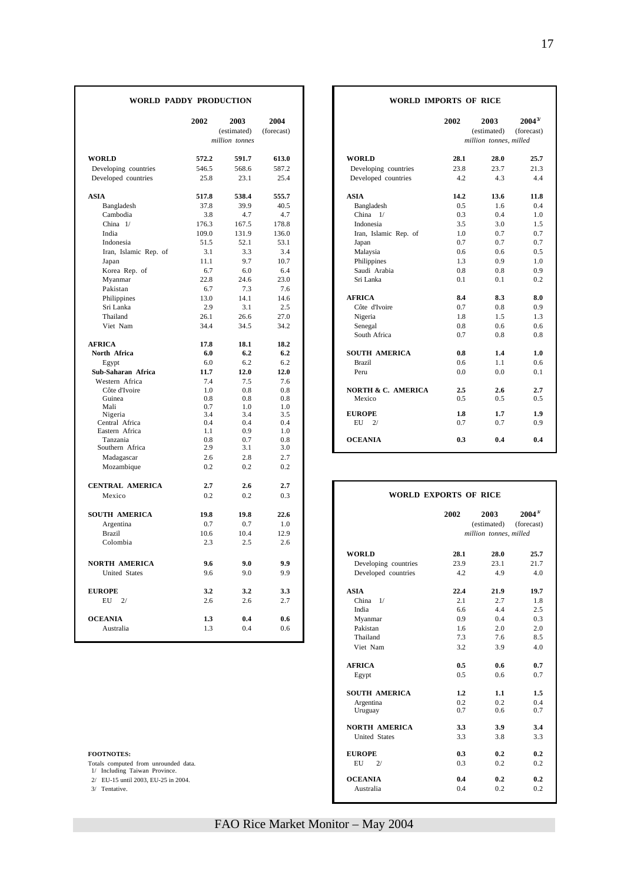## WORLD PADDY PRODUCTION

| | 2002 | 2003 (estimated) | 2004 (forecast) |
|---|---|---|---|
| | | *million tonnes* | |
| **WORLD** | **572.2** | **591.7** | **613.0** |
| Developing countries | 546.5 | 568.6 | 587.2 |
| Developed countries | 25.8 | 23.1 | 25.4 |
| **ASIA** | **517.8** | **538.4** | **555.7** |
| Bangladesh | 37.8 | 39.9 | 40.5 |
| Cambodia | 3.8 | 4.7 | 4.7 |
| China 1/ | 176.3 | 167.5 | 178.8 |
| India | 109.0 | 131.9 | 136.0 |
| Indonesia | 51.5 | 52.1 | 53.1 |
| Iran, Islamic Rep. of | 3.1 | 3.3 | 3.4 |
| Japan | 11.1 | 9.7 | 10.7 |
| Korea Rep. of | 6.7 | 6.0 | 6.4 |
| Myanmar | 22.8 | 24.6 | 23.0 |
| Pakistan | 6.7 | 7.3 | 7.6 |
| Philippines | 13.0 | 14.1 | 14.6 |
| Sri Lanka | 2.9 | 3.1 | 2.5 |
| Thailand | 26.1 | 26.6 | 27.0 |
| Viet Nam | 34.4 | 34.5 | 34.2 |
| **AFRICA** | **17.8** | **18.1** | **18.2** |
| **North Africa** | **6.0** | **6.2** | **6.2** |
| Egypt | 6.0 | 6.2 | 6.2 |
| **Sub-Saharan Africa** | **11.7** | **12.0** | **12.0** |
| Western Africa | 7.4 | 7.5 | 7.6 |
| Côte d'Ivoire | 1.0 | 0.8 | 0.8 |
| Guinea | 0.8 | 0.8 | 0.8 |
| Mali | 0.7 | 1.0 | 1.0 |
| Nigeria | 3.4 | 3.4 | 3.5 |
| Central Africa | 0.4 | 0.4 | 0.4 |
| Eastern Africa | 1.1 | 0.9 | 1.0 |
| Tanzania | 0.8 | 0.7 | 0.8 |
| Southern Africa | 2.9 | 3.1 | 3.0 |
| Madagascar | 2.6 | 2.8 | 2.7 |
| Mozambique | 0.2 | 0.2 | 0.2 |
| **CENTRAL AMERICA** | **2.7** | **2.6** | **2.7** |
| Mexico | 0.2 | 0.2 | 0.3 |
| **SOUTH AMERICA** | **19.8** | **19.8** | **22.6** |
| Argentina | 0.7 | 0.7 | 1.0 |
| Brazil | 10.6 | 10.4 | 12.9 |
| Colombia | 2.3 | 2.5 | 2.6 |
| **NORTH AMERICA** | **9.6** | **9.0** | **9.9** |
| United States | 9.6 | 9.0 | 9.9 |
| **EUROPE** | **3.2** | **3.2** | **3.3** |
| EU 2/ | 2.6 | 2.6 | 2.7 |
| **OCEANIA** | **1.3** | **0.4** | **0.6** |
| Australia | 1.3 | 0.4 | 0.6 |

## WORLD IMPORTS OF RICE

| | 2002 | 2003 (estimated) | 2004 3/ (forecast) |
|---|---|---|---|
| | | *million tonnes, milled* | |
| **WORLD** | **28.1** | **28.0** | **25.7** |
| Developing countries | 23.8 | 23.7 | 21.3 |
| Developed countries | 4.2 | 4.3 | 4.4 |
| **ASIA** | **14.2** | **13.6** | **11.8** |
| Bangladesh | 0.5 | 1.6 | 0.4 |
| China 1/ | 0.3 | 0.4 | 1.0 |
| Indonesia | 3.5 | 3.0 | 1.5 |
| Iran, Islamic Rep. of | 1.0 | 0.7 | 0.7 |
| Japan | 0.7 | 0.7 | 0.7 |
| Malaysia | 0.6 | 0.6 | 0.5 |
| Philippines | 1.3 | 0.9 | 1.0 |
| Saudi Arabia | 0.8 | 0.8 | 0.9 |
| Sri Lanka | 0.1 | 0.1 | 0.2 |
| **AFRICA** | **8.4** | **8.3** | **8.0** |
| Côte d'Ivoire | 0.7 | 0.8 | 0.9 |
| Nigeria | 1.8 | 1.5 | 1.3 |
| Senegal | 0.8 | 0.6 | 0.6 |
| South Africa | 0.7 | 0.8 | 0.8 |
| **SOUTH AMERICA** | **0.8** | **1.4** | **1.0** |
| Brazil | 0.6 | 1.1 | 0.6 |
| Peru | 0.0 | 0.0 | 0.1 |
| **NORTH & C. AMERICA** | **2.5** | **2.6** | **2.7** |
| Mexico | 0.5 | 0.5 | 0.5 |
| **EUROPE** | **1.8** | **1.7** | **1.9** |
| EU 2/ | 0.7 | 0.7 | 0.9 |
| **OCEANIA** | **0.3** | **0.4** | **0.4** |

## WORLD EXPORTS OF RICE

| | 2002 | 2003 (estimated) | 2004 3/ (forecast) |
|---|---|---|---|
| | | *million tonnes, milled* | |
| **WORLD** | **28.1** | **28.0** | **25.7** |
| Developing countries | 23.9 | 23.1 | 21.7 |
| Developed countries | 4.2 | 4.9 | 4.0 |
| **ASIA** | **22.4** | **21.9** | **19.7** |
| China 1/ | 2.1 | 2.7 | 1.8 |
| India | 6.6 | 4.4 | 2.5 |
| Myanmar | 0.9 | 0.4 | 0.3 |
| Pakistan | 1.6 | 2.0 | 2.0 |
| Thailand | 7.3 | 7.6 | 8.5 |
| Viet Nam | 3.2 | 3.9 | 4.0 |
| **AFRICA** | **0.5** | **0.6** | **0.7** |
| Egypt | 0.5 | 0.6 | 0.7 |
| **SOUTH AMERICA** | **1.2** | **1.1** | **1.5** |
| Argentina | 0.2 | 0.2 | 0.4 |
| Uruguay | 0.7 | 0.6 | 0.7 |
| **NORTH AMERICA** | **3.3** | **3.9** | **3.4** |
| United States | 3.3 | 3.8 | 3.3 |
| **EUROPE** | **0.3** | **0.2** | **0.2** |
| EU 2/ | 0.3 | 0.2 | 0.2 |
| **OCEANIA** | **0.4** | **0.2** | **0.2** |
| Australia | 0.4 | 0.2 | 0.2 |

**FOOTNOTES:**

Totals computed from unrounded data.
1/ Including Taiwan Province.
2/ EU-15 until 2003, EU-25 in 2004.
3/ Tentative.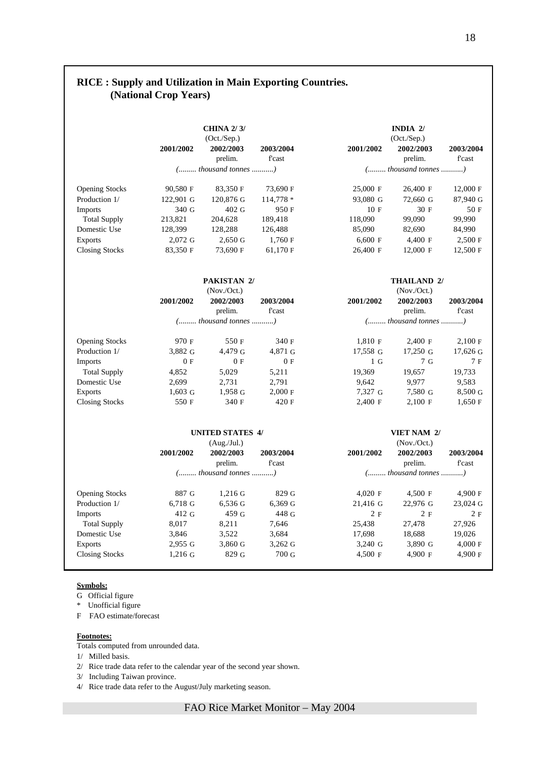## RICE : Supply and Utilization in Main Exporting Countries. (National Crop Years)

| | CHINA 2/ 3/ (Oct./Sep.) | | | INDIA 2/ (Oct./Sep.) | | |
|---|---|---|---|---|---|---|
| | 2001/2002 | 2002/2003 prelim. | 2003/2004 f'cast | 2001/2002 | 2002/2003 prelim. | 2003/2004 f'cast |
| | *(......... thousand tonnes ...........)* | | | *(......... thousand tonnes ...........)* | | |
| Opening Stocks | 90,580 F | 83,350 F | 73,690 F | 25,000 F | 26,400 F | 12,000 F |
| Production 1/ | 122,901 G | 120,876 G | 114,778 * | 93,080 G | 72,660 G | 87,940 G |
| Imports | 340 G | 402 G | 950 F | 10 F | 30 F | 50 F |
| Total Supply | 213,821 | 204,628 | 189,418 | 118,090 | 99,090 | 99,990 |
| Domestic Use | 128,399 | 128,288 | 126,488 | 85,090 | 82,690 | 84,990 |
| Exports | 2,072 G | 2,650 G | 1,760 F | 6,600 F | 4,400 F | 2,500 F |
| Closing Stocks | 83,350 F | 73,690 F | 61,170 F | 26,400 F | 12,000 F | 12,500 F |

| | PAKISTAN 2/ (Nov./Oct.) | | | THAILAND 2/ (Nov./Oct.) | | |
|---|---|---|---|---|---|---|
| | 2001/2002 | 2002/2003 prelim. | 2003/2004 f'cast | 2001/2002 | 2002/2003 prelim. | 2003/2004 f'cast |
| | *(......... thousand tonnes ...........)* | | | *(......... thousand tonnes ...........)* | | |
| Opening Stocks | 970 F | 550 F | 340 F | 1,810 F | 2,400 F | 2,100 F |
| Production 1/ | 3,882 G | 4,479 G | 4,871 G | 17,558 G | 17,250 G | 17,626 G |
| Imports | 0 F | 0 F | 0 F | 1 G | 7 G | 7 F |
| Total Supply | 4,852 | 5,029 | 5,211 | 19,369 | 19,657 | 19,733 |
| Domestic Use | 2,699 | 2,731 | 2,791 | 9,642 | 9,977 | 9,583 |
| Exports | 1,603 G | 1,958 G | 2,000 F | 7,327 G | 7,580 G | 8,500 G |
| Closing Stocks | 550 F | 340 F | 420 F | 2,400 F | 2,100 F | 1,650 F |

| | UNITED STATES 4/ (Aug./Jul.) | | | VIET NAM 2/ (Nov./Oct.) | | |
|---|---|---|---|---|---|---|
| | 2001/2002 | 2002/2003 prelim. | 2003/2004 f'cast | 2001/2002 | 2002/2003 prelim. | 2003/2004 f'cast |
| | *(......... thousand tonnes ...........)* | | | *(......... thousand tonnes ...........)* | | |
| Opening Stocks | 887 G | 1,216 G | 829 G | 4,020 F | 4,500 F | 4,900 F |
| Production 1/ | 6,718 G | 6,536 G | 6,369 G | 21,416 G | 22,976 G | 23,024 G |
| Imports | 412 G | 459 G | 448 G | 2 F | 2 F | 2 F |
| Total Supply | 8,017 | 8,211 | 7,646 | 25,438 | 27,478 | 27,926 |
| Domestic Use | 3,846 | 3,522 | 3,684 | 17,698 | 18,688 | 19,026 |
| Exports | 2,955 G | 3,860 G | 3,262 G | 3,240 G | 3,890 G | 4,000 F |
| Closing Stocks | 1,216 G | 829 G | 700 G | 4,500 F | 4,900 F | 4,900 F |

**Symbols:**

G Official figure
* Unofficial figure
F FAO estimate/forecast

**Footnotes:**

Totals computed from unrounded data.
1/ Milled basis.
2/ Rice trade data refer to the calendar year of the second year shown.
3/ Including Taiwan province.
4/ Rice trade data refer to the August/July marketing season.